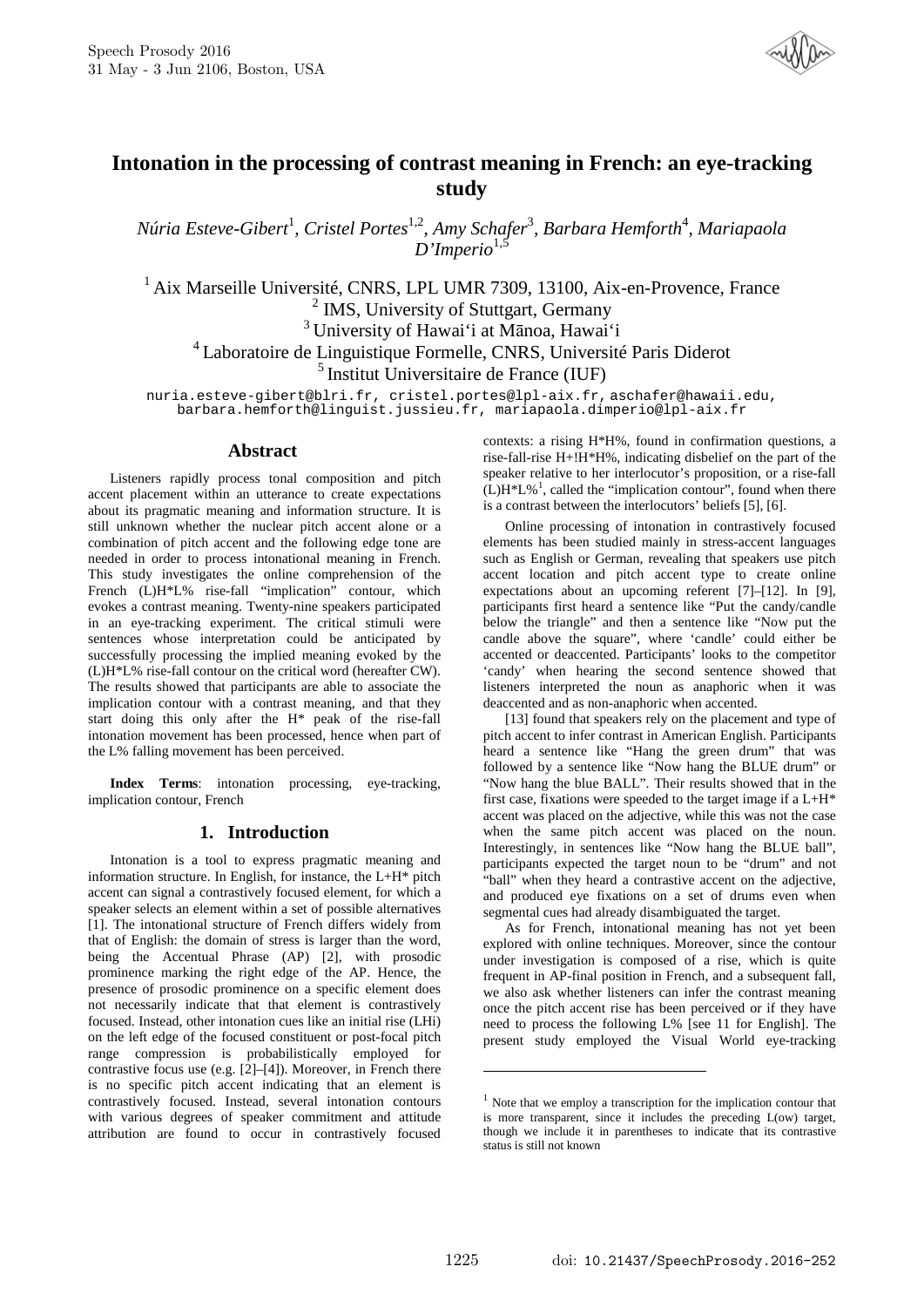# Intonation in the processing of contrast meaning in French: an eye-tracking study

*Núria Esteve-Gibert*[1], *Cristel Portes*[1,2], *Amy Schafer*[3], *Barbara Hemforth*[4], *Mariapaola D'Imperio*[1,5]

[1] Aix Marseille Université, CNRS, LPL UMR 7309, 13100, Aix-en-Provence, France
[2] IMS, University of Stuttgart, Germany
[3] University of Hawaiʻi at Mānoa, Hawaiʻi
[4] Laboratoire de Linguistique Formelle, CNRS, Université Paris Diderot
[5] Institut Universitaire de France (IUF)

nuria.esteve-gibert@blri.fr, cristel.portes@lpl-aix.fr, aschafer@hawaii.edu, barbara.hemforth@linguist.jussieu.fr, mariapaola.dimperio@lpl-aix.fr

## Abstract

Listeners rapidly process tonal composition and pitch accent placement within an utterance to create expectations about its pragmatic meaning and information structure. It is still unknown whether the nuclear pitch accent alone or a combination of pitch accent and the following edge tone are needed in order to process intonational meaning in French. This study investigates the online comprehension of the French (L)H*L% rise-fall "implication" contour, which evokes a contrast meaning. Twenty-nine speakers participated in an eye-tracking experiment. The critical stimuli were sentences whose interpretation could be anticipated by successfully processing the implied meaning evoked by the (L)H*L% rise-fall contour on the critical word (hereafter CW). The results showed that participants are able to associate the implication contour with a contrast meaning, and that they start doing this only after the H* peak of the rise-fall intonation movement has been processed, hence when part of the L% falling movement has been perceived.

**Index Terms**: intonation processing, eye-tracking, implication contour, French

## 1. Introduction

Intonation is a tool to express pragmatic meaning and information structure. In English, for instance, the L+H* pitch accent can signal a contrastively focused element, for which a speaker selects an element within a set of possible alternatives [1]. The intonational structure of French differs widely from that of English: the domain of stress is larger than the word, being the Accentual Phrase (AP) [2], with prosodic prominence marking the right edge of the AP. Hence, the presence of prosodic prominence on a specific element does not necessarily indicate that that element is contrastively focused. Instead, other intonation cues like an initial rise (LHi) on the left edge of the focused constituent or post-focal pitch range compression is probabilistically employed for contrastive focus use (e.g. [2]–[4]). Moreover, in French there is no specific pitch accent indicating that an element is contrastively focused. Instead, several intonation contours with various degrees of speaker commitment and attitude attribution are found to occur in contrastively focused contexts: a rising H*H%, found in confirmation questions, a rise-fall-rise H+!H*H%, indicating disbelief on the part of the speaker relative to her interlocutor's proposition, or a rise-fall (L)H*L%[1], called the "implication contour", found when there is a contrast between the interlocutors' beliefs [5], [6].

Online processing of intonation in contrastively focused elements has been studied mainly in stress-accent languages such as English or German, revealing that speakers use pitch accent location and pitch accent type to create online expectations about an upcoming referent [7]–[12]. In [9], participants first heard a sentence like "Put the candy/candle below the triangle" and then a sentence like "Now put the candle above the square", where 'candle' could either be accented or deaccented. Participants' looks to the competitor 'candy' when hearing the second sentence showed that listeners interpreted the noun as anaphoric when it was deaccented and as non-anaphoric when accented.

[13] found that speakers rely on the placement and type of pitch accent to infer contrast in American English. Participants heard a sentence like "Hang the green drum" that was followed by a sentence like "Now hang the BLUE drum" or "Now hang the blue BALL". Their results showed that in the first case, fixations were speeded to the target image if a L+H* accent was placed on the adjective, while this was not the case when the same pitch accent was placed on the noun. Interestingly, in sentences like "Now hang the BLUE ball", participants expected the target noun to be "drum" and not "ball" when they heard a contrastive accent on the adjective, and produced eye fixations on a set of drums even when segmental cues had already disambiguated the target.

As for French, intonational meaning has not yet been explored with online techniques. Moreover, since the contour under investigation is composed of a rise, which is quite frequent in AP-final position in French, and a subsequent fall, we also ask whether listeners can infer the contrast meaning once the pitch accent rise has been perceived or if they have need to process the following L% [see 11 for English]. The present study employed the Visual World eye-tracking

[1] Note that we employ a transcription for the implication contour that is more transparent, since it includes the preceding L(ow) target, though we include it in parentheses to indicate that its contrastive status is still not known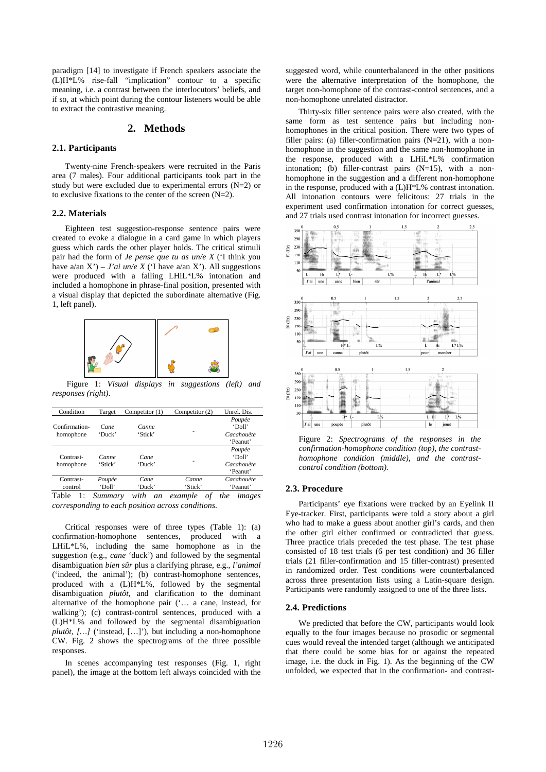paradigm [14] to investigate if French speakers associate the (L)H*L% rise-fall "implication" contour to a specific meaning, i.e. a contrast between the interlocutors' beliefs, and if so, at which point during the contour listeners would be able to extract the contrastive meaning.

## 2. Methods

### 2.1. Participants

Twenty-nine French-speakers were recruited in the Paris area (7 males). Four additional participants took part in the study but were excluded due to experimental errors (N=2) or to exclusive fixations to the center of the screen (N=2).

### 2.2. Materials

Eighteen test suggestion-response sentence pairs were created to evoke a dialogue in a card game in which players guess which cards the other player holds. The critical stimuli pair had the form of *Je pense que tu as un/e X* ('I think you have a/an X') – *J'ai un/e X* ('I have a/an X'). All suggestions were produced with a falling LHiL*L% intonation and included a homophone in phrase-final position, presented with a visual display that depicted the subordinate alternative (Fig. 1, left panel).

Figure 1: *Visual displays in suggestions (left) and responses (right).*

| Condition | Target | Competitor (1) | Competitor (2) | Unrel. Dis. |
|---|---|---|---|---|
| Confirmation-homophone | *Cane* 'Duck' | *Canne* 'Stick' | - | *Poupée* 'Doll' *Cacahouète* 'Peanut' |
| Contrast-homophone | *Canne* 'Stick' | *Cane* 'Duck' | - | *Poupée* 'Doll' *Cacahouète* 'Peanut' |
| Contrast-control | *Poupée* 'Doll' | *Cane* 'Duck' | *Canne* 'Stick' | *Cacahouète* 'Peanut' |

Table 1: *Summary with an example of the images corresponding to each position across conditions.*

Critical responses were of three types (Table 1): (a) confirmation-homophone sentences, produced with a LHiL*L%, including the same homophone as in the suggestion (e.g., *cane* 'duck') and followed by the segmental disambiguation *bien sûr* plus a clarifying phrase, e.g., *l'animal* ('indeed, the animal'); (b) contrast-homophone sentences, produced with a (L)H*L%, followed by the segmental disambiguation *plutôt*, and clarification of the dominant alternative of the homophone pair ('… a cane, instead, for walking'); (c) contrast-control sentences, produced with a (L)H*L% and followed by the segmental disambiguation *plutôt, […]* ('instead, […]'), but including a non-homophone CW. Fig. 2 shows the spectrograms of the three possible responses.

In scenes accompanying test responses (Fig. 1, right panel), the image at the bottom left always coincided with the suggested word, while counterbalanced in the other positions were the alternative interpretation of the homophone, the target non-homophone of the contrast-control sentences, and a non-homophone unrelated distractor.

Thirty-six filler sentence pairs were also created, with the same form as test sentence pairs but including non-homophones in the critical position. There were two types of filler pairs: (a) filler-confirmation pairs (N=21), with a non-homophone in the suggestion and the same non-homophone in the response, produced with a LHiL*L% confirmation intonation; (b) filler-contrast pairs (N=15), with a non-homophone in the suggestion and a different non-homophone in the response, produced with a (L)H*L% contrast intonation. All intonation contours were felicitous: 27 trials in the experiment used confirmation intonation for correct guesses, and 27 trials used contrast intonation for incorrect guesses.

Figure 2: *Spectrograms of the responses in the confirmation-homophone condition (top), the contrast-homophone condition (middle), and the contrast-control condition (bottom).*

### 2.3. Procedure

Participants' eye fixations were tracked by an Eyelink II Eye-tracker. First, participants were told a story about a girl who had to make a guess about another girl's cards, and then the other girl either confirmed or contradicted that guess. Three practice trials preceded the test phase. The test phase consisted of 18 test trials (6 per test condition) and 36 filler trials (21 filler-confirmation and 15 filler-contrast) presented in randomized order. Test conditions were counterbalanced across three presentation lists using a Latin-square design. Participants were randomly assigned to one of the three lists.

### 2.4. Predictions

We predicted that before the CW, participants would look equally to the four images because no prosodic or segmental cues would reveal the intended target (although we anticipated that there could be some bias for or against the repeated image, i.e. the duck in Fig. 1). As the beginning of the CW unfolded, we expected that in the confirmation- and contrast-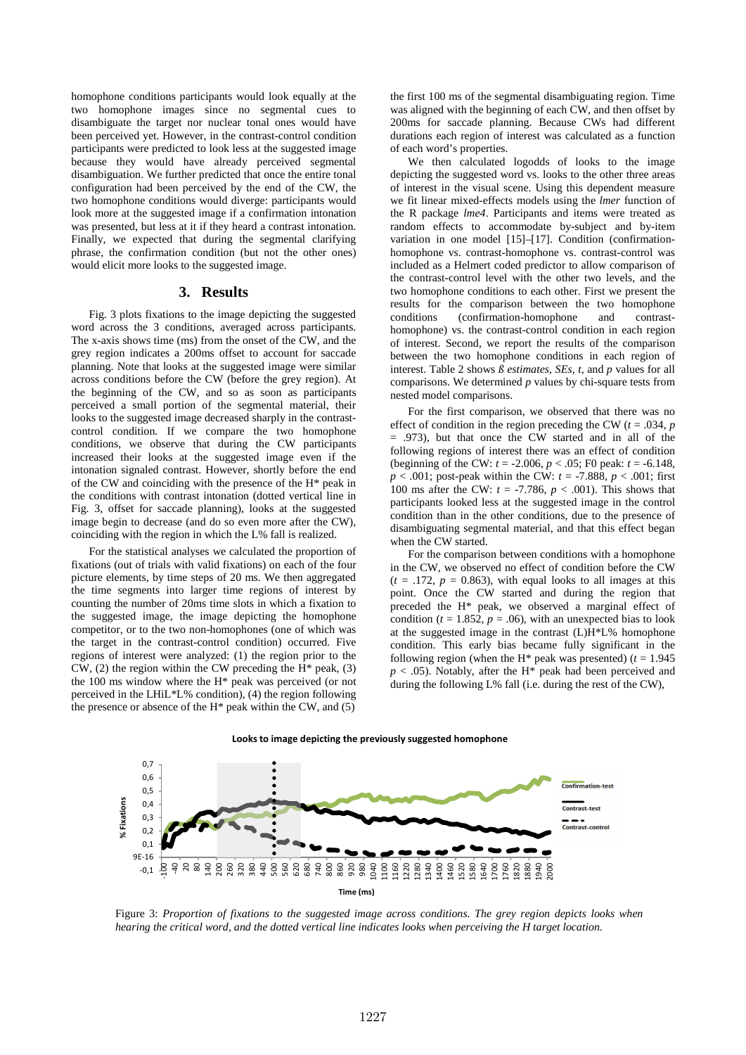homophone conditions participants would look equally at the two homophone images since no segmental cues to disambiguate the target nor nuclear tonal ones would have been perceived yet. However, in the contrast-control condition participants were predicted to look less at the suggested image because they would have already perceived segmental disambiguation. We further predicted that once the entire tonal configuration had been perceived by the end of the CW, the two homophone conditions would diverge: participants would look more at the suggested image if a confirmation intonation was presented, but less at it if they heard a contrast intonation. Finally, we expected that during the segmental clarifying phrase, the confirmation condition (but not the other ones) would elicit more looks to the suggested image.

## 3. Results

Fig. 3 plots fixations to the image depicting the suggested word across the 3 conditions, averaged across participants. The x-axis shows time (ms) from the onset of the CW, and the grey region indicates a 200ms offset to account for saccade planning. Note that looks at the suggested image were similar across conditions before the CW (before the grey region). At the beginning of the CW, and so as soon as participants perceived a small portion of the segmental material, their looks to the suggested image decreased sharply in the contrast-control condition. If we compare the two homophone conditions, we observe that during the CW participants increased their looks at the suggested image even if the intonation signaled contrast. However, shortly before the end of the CW and coinciding with the presence of the H* peak in the conditions with contrast intonation (dotted vertical line in Fig. 3, offset for saccade planning), looks at the suggested image begin to decrease (and do so even more after the CW), coinciding with the region in which the L% fall is realized.

For the statistical analyses we calculated the proportion of fixations (out of trials with valid fixations) on each of the four picture elements, by time steps of 20 ms. We then aggregated the time segments into larger time regions of interest by counting the number of 20ms time slots in which a fixation to the suggested image, the image depicting the homophone competitor, or to the two non-homophones (one of which was the target in the contrast-control condition) occurred. Five regions of interest were analyzed: (1) the region prior to the CW, (2) the region within the CW preceding the H* peak, (3) the 100 ms window where the H* peak was perceived (or not perceived in the LHiL*L% condition), (4) the region following the presence or absence of the H* peak within the CW, and (5) the first 100 ms of the segmental disambiguating region. Time was aligned with the beginning of each CW, and then offset by 200ms for saccade planning. Because CWs had different durations each region of interest was calculated as a function of each word's properties.

We then calculated logodds of looks to the image depicting the suggested word vs. looks to the other three areas of interest in the visual scene. Using this dependent measure we fit linear mixed-effects models using the *lmer* function of the R package *lme4*. Participants and items were treated as random effects to accommodate by-subject and by-item variation in one model [15]–[17]. Condition (confirmation-homophone vs. contrast-homophone vs. contrast-control was included as a Helmert coded predictor to allow comparison of the contrast-control level with the other two levels, and the two homophone conditions to each other. First we present the results for the comparison between the two homophone conditions (confirmation-homophone and contrast-homophone) vs. the contrast-control condition in each region of interest. Second, we report the results of the comparison between the two homophone conditions in each region of interest. Table 2 shows *ß estimates*, *SEs*, *t*, and *p* values for all comparisons. We determined *p* values by chi-square tests from nested model comparisons.

For the first comparison, we observed that there was no effect of condition in the region preceding the CW ($t = .034$, $p = .973$), but that once the CW started and in all of the following regions of interest there was an effect of condition (beginning of the CW: $t = -2.006$, $p < .05$; F0 peak: $t = -6.148$, $p < .001$; post-peak within the CW: $t = -7.888$, $p < .001$; first 100 ms after the CW: $t = -7.786$, $p < .001$). This shows that participants looked less at the suggested image in the control condition than in the other conditions, due to the presence of disambiguating segmental material, and that this effect began when the CW started.

For the comparison between conditions with a homophone in the CW, we observed no effect of condition before the CW ($t = .172$, $p = 0.863$), with equal looks to all images at this point. Once the CW started and during the region that preceded the H* peak, we observed a marginal effect of condition ($t = 1.852$, $p = .06$), with an unexpected bias to look at the suggested image in the contrast (L)H*L% homophone condition. This early bias became fully significant in the following region (when the H* peak was presented) ($t = 1.945$ $p < .05$). Notably, after the H* peak had been perceived and during the following L% fall (i.e. during the rest of the CW),

Figure 3: *Proportion of fixations to the suggested image across conditions. The grey region depicts looks when hearing the critical word, and the dotted vertical line indicates looks when perceiving the H target location.*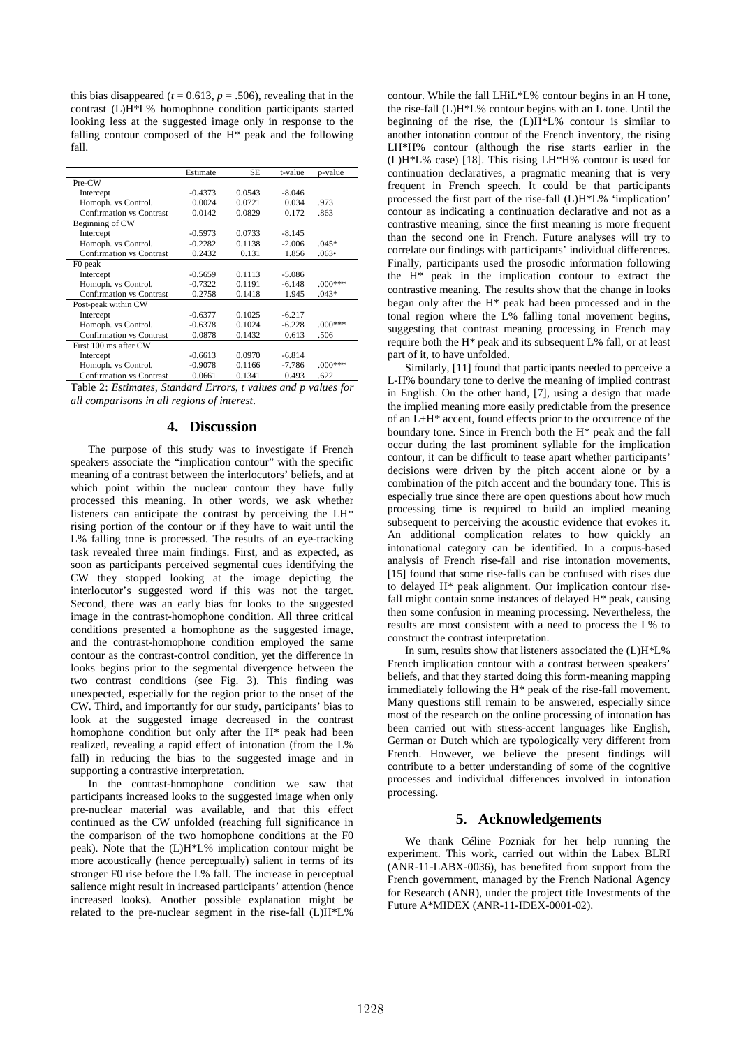this bias disappeared ($t = 0.613$, $p = .506$), revealing that in the contrast (L)H*L% homophone condition participants started looking less at the suggested image only in response to the falling contour composed of the H* peak and the following fall.

| | Estimate | SE | t-value | p-value |
|---|---|---|---|---|
| Pre-CW | | | | |
| Intercept | -0.4373 | 0.0543 | -8.046 | |
| Homoph. vs Control. | 0.0024 | 0.0721 | 0.034 | .973 |
| Confirmation vs Contrast | 0.0142 | 0.0829 | 0.172 | .863 |
| Beginning of CW | | | | |
| Intercept | -0.5973 | 0.0733 | -8.145 | |
| Homoph. vs Control. | -0.2282 | 0.1138 | -2.006 | .045* |
| Confirmation vs Contrast | 0.2432 | 0.131 | 1.856 | .063• |
| F0 peak | | | | |
| Intercept | -0.5659 | 0.1113 | -5.086 | |
| Homoph. vs Control. | -0.7322 | 0.1191 | -6.148 | .000*** |
| Confirmation vs Contrast | 0.2758 | 0.1418 | 1.945 | .043* |
| Post-peak within CW | | | | |
| Intercept | -0.6377 | 0.1025 | -6.217 | |
| Homoph. vs Control. | -0.6378 | 0.1024 | -6.228 | .000*** |
| Confirmation vs Contrast | 0.0878 | 0.1432 | 0.613 | .506 |
| First 100 ms after CW | | | | |
| Intercept | -0.6613 | 0.0970 | -6.814 | |
| Homoph. vs Control. | -0.9078 | 0.1166 | -7.786 | .000*** |
| Confirmation vs Contrast | 0.0661 | 0.1341 | 0.493 | .622 |

Table 2: *Estimates, Standard Errors, t values and p values for all comparisons in all regions of interest.*

## 4. Discussion

The purpose of this study was to investigate if French speakers associate the "implication contour" with the specific meaning of a contrast between the interlocutors' beliefs, and at which point within the nuclear contour they have fully processed this meaning. In other words, we ask whether listeners can anticipate the contrast by perceiving the LH* rising portion of the contour or if they have to wait until the L% falling tone is processed. The results of an eye-tracking task revealed three main findings. First, and as expected, as soon as participants perceived segmental cues identifying the CW they stopped looking at the image depicting the interlocutor's suggested word if this was not the target. Second, there was an early bias for looks to the suggested image in the contrast-homophone condition. All three critical conditions presented a homophone as the suggested image, and the contrast-homophone condition employed the same contour as the contrast-control condition, yet the difference in looks begins prior to the segmental divergence between the two contrast conditions (see Fig. 3). This finding was unexpected, especially for the region prior to the onset of the CW. Third, and importantly for our study, participants' bias to look at the suggested image decreased in the contrast homophone condition but only after the H* peak had been realized, revealing a rapid effect of intonation (from the L% fall) in reducing the bias to the suggested image and in supporting a contrastive interpretation.

In the contrast-homophone condition we saw that participants increased looks to the suggested image when only pre-nuclear material was available, and that this effect continued as the CW unfolded (reaching full significance in the comparison of the two homophone conditions at the F0 peak). Note that the (L)H*L% implication contour might be more acoustically (hence perceptually) salient in terms of its stronger F0 rise before the L% fall. The increase in perceptual salience might result in increased participants' attention (hence increased looks). Another possible explanation might be related to the pre-nuclear segment in the rise-fall (L)H*L% contour. While the fall LHiL*L% contour begins in an H tone, the rise-fall (L)H*L% contour begins with an L tone. Until the beginning of the rise, the (L)H*L% contour is similar to another intonation contour of the French inventory, the rising LH*H% contour (although the rise starts earlier in the (L)H*L% case) [18]. This rising LH*H% contour is used for continuation declaratives, a pragmatic meaning that is very frequent in French speech. It could be that participants processed the first part of the rise-fall (L)H*L% 'implication' contour as indicating a continuation declarative and not as a contrastive meaning, since the first meaning is more frequent than the second one in French. Future analyses will try to correlate our findings with participants' individual differences. Finally, participants used the prosodic information following the H* peak in the implication contour to extract the contrastive meaning. The results show that the change in looks began only after the H* peak had been processed and in the tonal region where the L% falling tonal movement begins, suggesting that contrast meaning processing in French may require both the H* peak and its subsequent L% fall, or at least part of it, to have unfolded.

Similarly, [11] found that participants needed to perceive a L-H% boundary tone to derive the meaning of implied contrast in English. On the other hand, [7], using a design that made the implied meaning more easily predictable from the presence of an L+H* accent, found effects prior to the occurrence of the boundary tone. Since in French both the H* peak and the fall occur during the last prominent syllable for the implication contour, it can be difficult to tease apart whether participants' decisions were driven by the pitch accent alone or by a combination of the pitch accent and the boundary tone. This is especially true since there are open questions about how much processing time is required to build an implied meaning subsequent to perceiving the acoustic evidence that evokes it. An additional complication relates to how quickly an intonational category can be identified. In a corpus-based analysis of French rise-fall and rise intonation movements, [15] found that some rise-falls can be confused with rises due to delayed H* peak alignment. Our implication contour rise-fall might contain some instances of delayed H* peak, causing then some confusion in meaning processing. Nevertheless, the results are most consistent with a need to process the L% to construct the contrast interpretation.

In sum, results show that listeners associated the (L)H*L% French implication contour with a contrast between speakers' beliefs, and that they started doing this form-meaning mapping immediately following the H* peak of the rise-fall movement. Many questions still remain to be answered, especially since most of the research on the online processing of intonation has been carried out with stress-accent languages like English, German or Dutch which are typologically very different from French. However, we believe the present findings will contribute to a better understanding of some of the cognitive processes and individual differences involved in intonation processing.

## 5. Acknowledgements

We thank Céline Pozniak for her help running the experiment. This work, carried out within the Labex BLRI (ANR-11-LABX-0036), has benefited from support from the French government, managed by the French National Agency for Research (ANR), under the project title Investments of the Future A*MIDEX (ANR-11-IDEX-0001-02).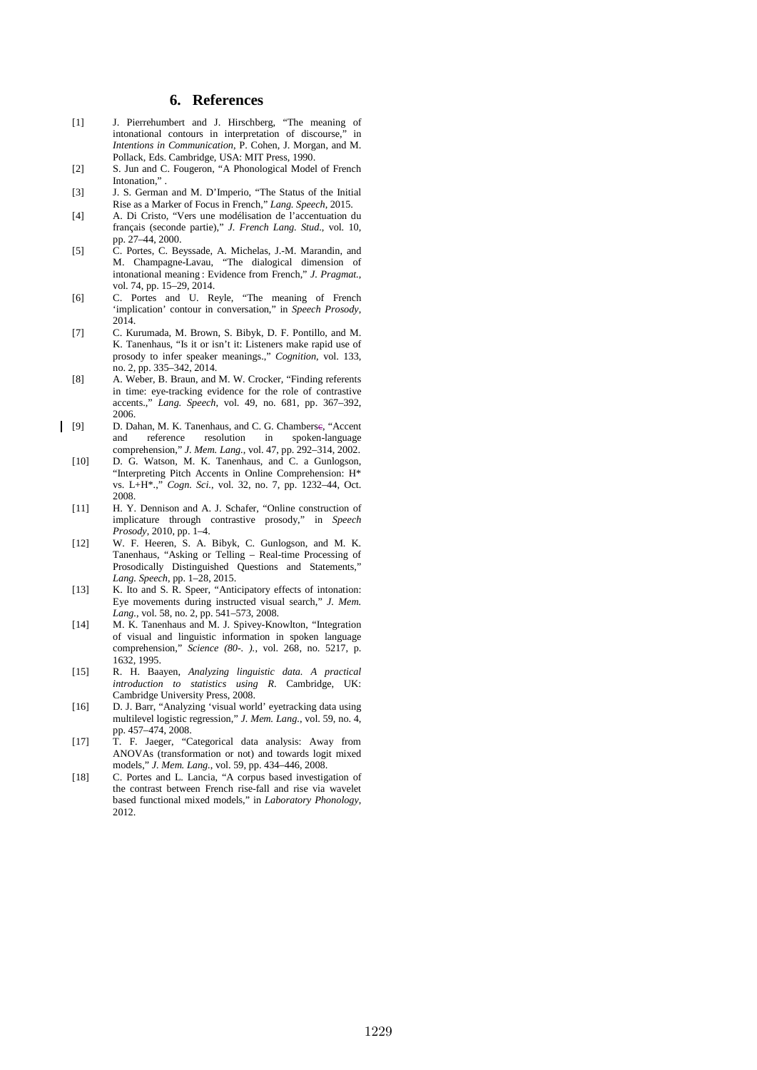## 6. References

[1] J. Pierrehumbert and J. Hirschberg, "The meaning of intonational contours in interpretation of discourse," in *Intentions in Communication*, P. Cohen, J. Morgan, and M. Pollack, Eds. Cambridge, USA: MIT Press, 1990.

[2] S. Jun and C. Fougeron, "A Phonological Model of French Intonation," .

[3] J. S. German and M. D'Imperio, "The Status of the Initial Rise as a Marker of Focus in French," *Lang. Speech*, 2015.

[4] A. Di Cristo, "Vers une modélisation de l'accentuation du français (seconde partie)," *J. French Lang. Stud.*, vol. 10, pp. 27–44, 2000.

[5] C. Portes, C. Beyssade, A. Michelas, J.-M. Marandin, and M. Champagne-Lavau, "The dialogical dimension of intonational meaning : Evidence from French," *J. Pragmat.*, vol. 74, pp. 15–29, 2014.

[6] C. Portes and U. Reyle, "The meaning of French 'implication' contour in conversation," in *Speech Prosody*, 2014.

[7] C. Kurumada, M. Brown, S. Bibyk, D. F. Pontillo, and M. K. Tanenhaus, "Is it or isn't it: Listeners make rapid use of prosody to infer speaker meanings.," *Cognition*, vol. 133, no. 2, pp. 335–342, 2014.

[8] A. Weber, B. Braun, and M. W. Crocker, "Finding referents in time: eye-tracking evidence for the role of contrastive accents.," *Lang. Speech*, vol. 49, no. 681, pp. 367–392, 2006.

[9] D. Dahan, M. K. Tanenhaus, and C. G. Chamberse, "Accent and reference resolution in spoken-language comprehension," *J. Mem. Lang.*, vol. 47, pp. 292–314, 2002.

[10] D. G. Watson, M. K. Tanenhaus, and C. a Gunlogson, "Interpreting Pitch Accents in Online Comprehension: H* vs. L+H*.," *Cogn. Sci.*, vol. 32, no. 7, pp. 1232–44, Oct. 2008.

[11] H. Y. Dennison and A. J. Schafer, "Online construction of implicature through contrastive prosody," in *Speech Prosody*, 2010, pp. 1–4.

[12] W. F. Heeren, S. A. Bibyk, C. Gunlogson, and M. K. Tanenhaus, "Asking or Telling – Real-time Processing of Prosodically Distinguished Questions and Statements," *Lang. Speech*, pp. 1–28, 2015.

[13] K. Ito and S. R. Speer, "Anticipatory effects of intonation: Eye movements during instructed visual search," *J. Mem. Lang.*, vol. 58, no. 2, pp. 541–573, 2008.

[14] M. K. Tanenhaus and M. J. Spivey-Knowlton, "Integration of visual and linguistic information in spoken language comprehension," *Science (80-. ).*, vol. 268, no. 5217, p. 1632, 1995.

[15] R. H. Baayen, *Analyzing linguistic data. A practical introduction to statistics using R*. Cambridge, UK: Cambridge University Press, 2008.

[16] D. J. Barr, "Analyzing 'visual world' eyetracking data using multilevel logistic regression," *J. Mem. Lang.*, vol. 59, no. 4, pp. 457–474, 2008.

[17] T. F. Jaeger, "Categorical data analysis: Away from ANOVAs (transformation or not) and towards logit mixed models," *J. Mem. Lang.*, vol. 59, pp. 434–446, 2008.

[18] C. Portes and L. Lancia, "A corpus based investigation of the contrast between French rise-fall and rise via wavelet based functional mixed models," in *Laboratory Phonology*, 2012.